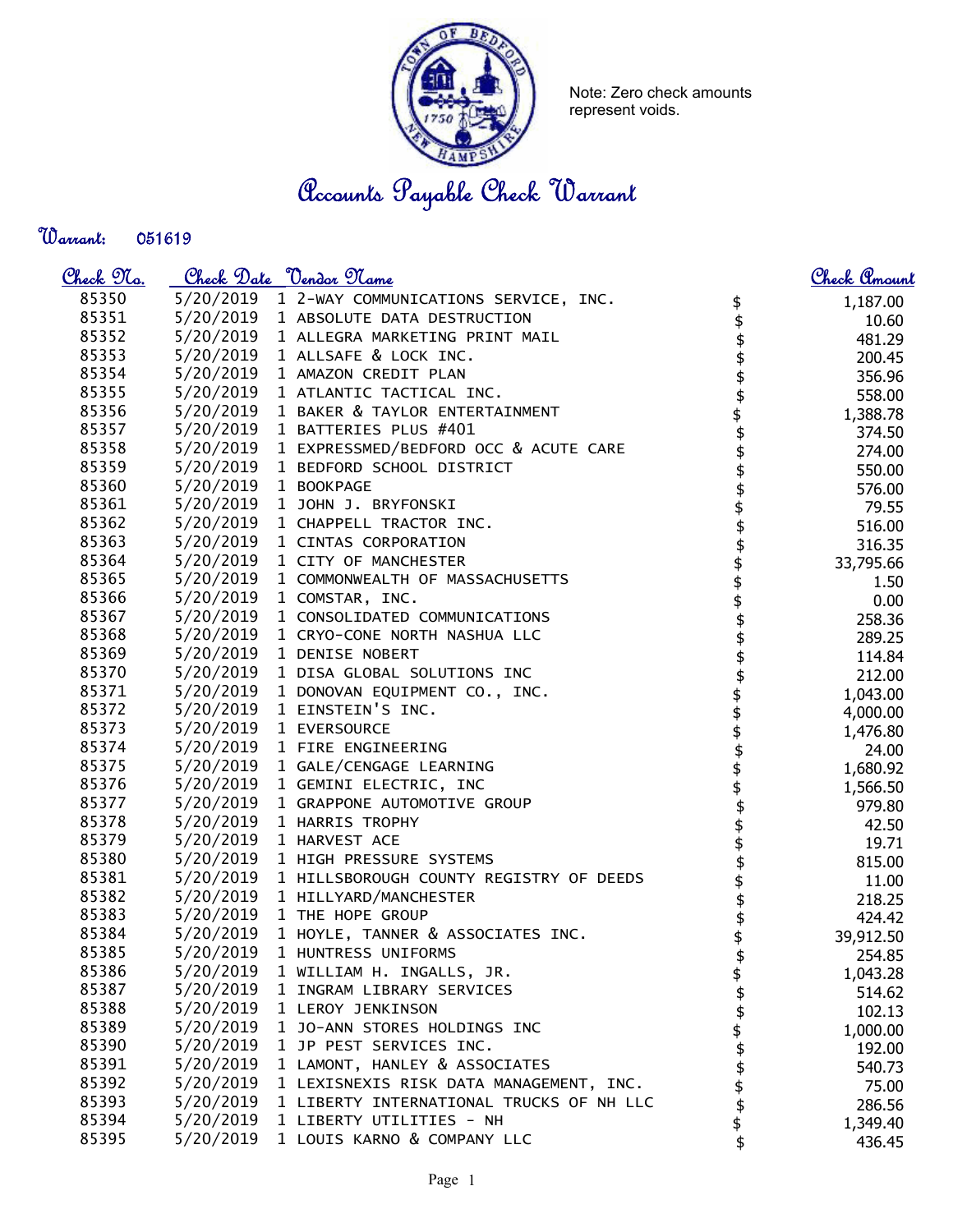Note: Zero check amounts represent voids.

# Accounts Payable Check Warrant

**Warrant:** 051619

| Check No. | Check Date | Vendor Name | | Check Amount |
|---|---|---|---|---|
| 85350 | 5/20/2019 | 1 2-WAY COMMUNICATIONS SERVICE, INC. | $ | 1,187.00 |
| 85351 | 5/20/2019 | 1 ABSOLUTE DATA DESTRUCTION | $ | 10.60 |
| 85352 | 5/20/2019 | 1 ALLEGRA MARKETING PRINT MAIL | $ | 481.29 |
| 85353 | 5/20/2019 | 1 ALLSAFE & LOCK INC. | $ | 200.45 |
| 85354 | 5/20/2019 | 1 AMAZON CREDIT PLAN | $ | 356.96 |
| 85355 | 5/20/2019 | 1 ATLANTIC TACTICAL INC. | $ | 558.00 |
| 85356 | 5/20/2019 | 1 BAKER & TAYLOR ENTERTAINMENT | $ | 1,388.78 |
| 85357 | 5/20/2019 | 1 BATTERIES PLUS #401 | $ | 374.50 |
| 85358 | 5/20/2019 | 1 EXPRESSMED/BEDFORD OCC & ACUTE CARE | $ | 274.00 |
| 85359 | 5/20/2019 | 1 BEDFORD SCHOOL DISTRICT | $ | 550.00 |
| 85360 | 5/20/2019 | 1 BOOKPAGE | $ | 576.00 |
| 85361 | 5/20/2019 | 1 JOHN J. BRYFONSKI | $ | 79.55 |
| 85362 | 5/20/2019 | 1 CHAPPELL TRACTOR INC. | $ | 516.00 |
| 85363 | 5/20/2019 | 1 CINTAS CORPORATION | $ | 316.35 |
| 85364 | 5/20/2019 | 1 CITY OF MANCHESTER | $ | 33,795.66 |
| 85365 | 5/20/2019 | 1 COMMONWEALTH OF MASSACHUSETTS | $ | 1.50 |
| 85366 | 5/20/2019 | 1 COMSTAR, INC. | $ | 0.00 |
| 85367 | 5/20/2019 | 1 CONSOLIDATED COMMUNICATIONS | $ | 258.36 |
| 85368 | 5/20/2019 | 1 CRYO-CONE NORTH NASHUA LLC | $ | 289.25 |
| 85369 | 5/20/2019 | 1 DENISE NOBERT | $ | 114.84 |
| 85370 | 5/20/2019 | 1 DISA GLOBAL SOLUTIONS INC | $ | 212.00 |
| 85371 | 5/20/2019 | 1 DONOVAN EQUIPMENT CO., INC. | $ | 1,043.00 |
| 85372 | 5/20/2019 | 1 EINSTEIN'S INC. | $ | 4,000.00 |
| 85373 | 5/20/2019 | 1 EVERSOURCE | $ | 1,476.80 |
| 85374 | 5/20/2019 | 1 FIRE ENGINEERING | $ | 24.00 |
| 85375 | 5/20/2019 | 1 GALE/CENGAGE LEARNING | $ | 1,680.92 |
| 85376 | 5/20/2019 | 1 GEMINI ELECTRIC, INC | $ | 1,566.50 |
| 85377 | 5/20/2019 | 1 GRAPPONE AUTOMOTIVE GROUP | $ | 979.80 |
| 85378 | 5/20/2019 | 1 HARRIS TROPHY | $ | 42.50 |
| 85379 | 5/20/2019 | 1 HARVEST ACE | $ | 19.71 |
| 85380 | 5/20/2019 | 1 HIGH PRESSURE SYSTEMS | $ | 815.00 |
| 85381 | 5/20/2019 | 1 HILLSBOROUGH COUNTY REGISTRY OF DEEDS | $ | 11.00 |
| 85382 | 5/20/2019 | 1 HILLYARD/MANCHESTER | $ | 218.25 |
| 85383 | 5/20/2019 | 1 THE HOPE GROUP | $ | 424.42 |
| 85384 | 5/20/2019 | 1 HOYLE, TANNER & ASSOCIATES INC. | $ | 39,912.50 |
| 85385 | 5/20/2019 | 1 HUNTRESS UNIFORMS | $ | 254.85 |
| 85386 | 5/20/2019 | 1 WILLIAM H. INGALLS, JR. | $ | 1,043.28 |
| 85387 | 5/20/2019 | 1 INGRAM LIBRARY SERVICES | $ | 514.62 |
| 85388 | 5/20/2019 | 1 LEROY JENKINSON | $ | 102.13 |
| 85389 | 5/20/2019 | 1 JO-ANN STORES HOLDINGS INC | $ | 1,000.00 |
| 85390 | 5/20/2019 | 1 JP PEST SERVICES INC. | $ | 192.00 |
| 85391 | 5/20/2019 | 1 LAMONT, HANLEY & ASSOCIATES | $ | 540.73 |
| 85392 | 5/20/2019 | 1 LEXISNEXIS RISK DATA MANAGEMENT, INC. | $ | 75.00 |
| 85393 | 5/20/2019 | 1 LIBERTY INTERNATIONAL TRUCKS OF NH LLC | $ | 286.56 |
| 85394 | 5/20/2019 | 1 LIBERTY UTILITIES - NH | $ | 1,349.40 |
| 85395 | 5/20/2019 | 1 LOUIS KARNO & COMPANY LLC | $ | 436.45 |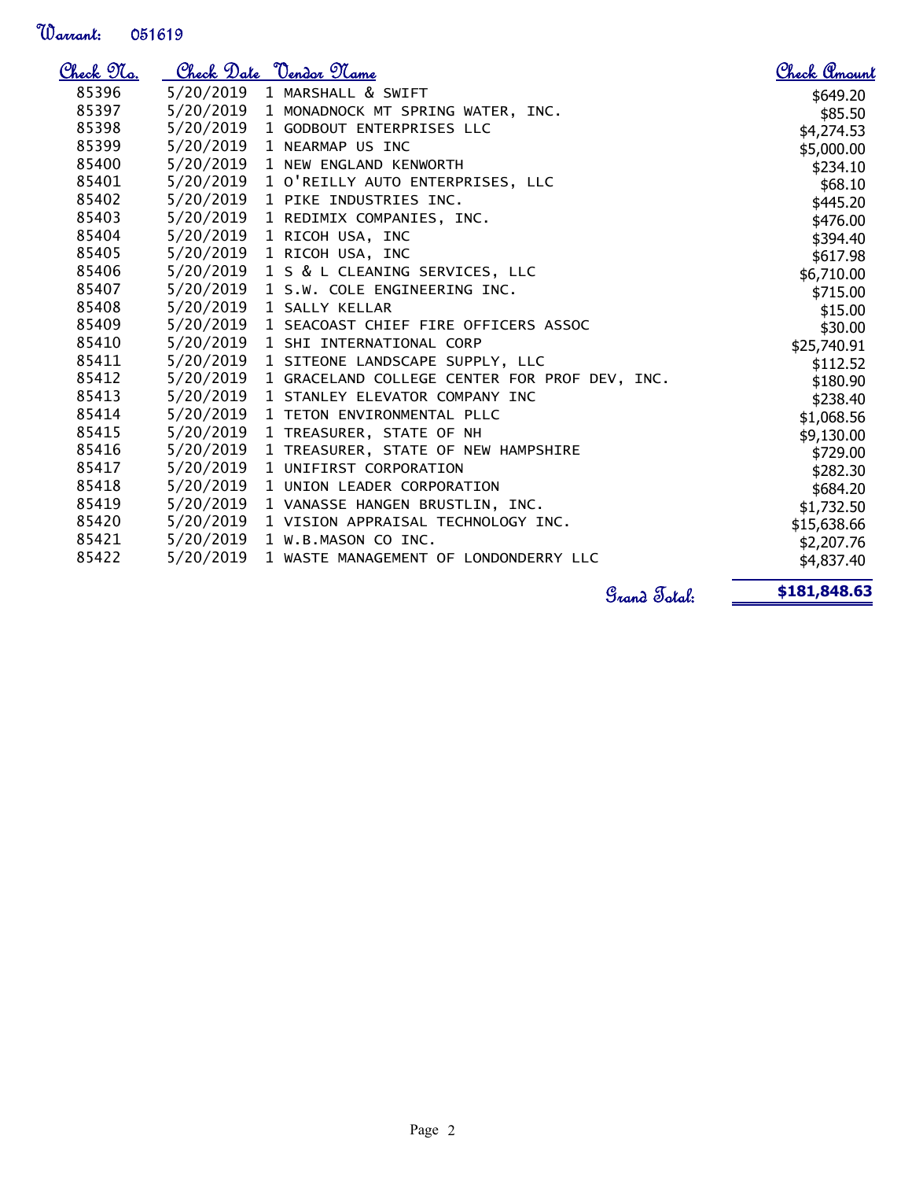Warrant: 051619

| Check No. | Check Date | Vendor Name | Check Amount |
|---|---|---|---|
| 85396 | 5/20/2019 | 1 MARSHALL & SWIFT | $649.20 |
| 85397 | 5/20/2019 | 1 MONADNOCK MT SPRING WATER, INC. | $85.50 |
| 85398 | 5/20/2019 | 1 GODBOUT ENTERPRISES LLC | $4,274.53 |
| 85399 | 5/20/2019 | 1 NEARMAP US INC | $5,000.00 |
| 85400 | 5/20/2019 | 1 NEW ENGLAND KENWORTH | $234.10 |
| 85401 | 5/20/2019 | 1 O'REILLY AUTO ENTERPRISES, LLC | $68.10 |
| 85402 | 5/20/2019 | 1 PIKE INDUSTRIES INC. | $445.20 |
| 85403 | 5/20/2019 | 1 REDIMIX COMPANIES, INC. | $476.00 |
| 85404 | 5/20/2019 | 1 RICOH USA, INC | $394.40 |
| 85405 | 5/20/2019 | 1 RICOH USA, INC | $617.98 |
| 85406 | 5/20/2019 | 1 S & L CLEANING SERVICES, LLC | $6,710.00 |
| 85407 | 5/20/2019 | 1 S.W. COLE ENGINEERING INC. | $715.00 |
| 85408 | 5/20/2019 | 1 SALLY KELLAR | $15.00 |
| 85409 | 5/20/2019 | 1 SEACOAST CHIEF FIRE OFFICERS ASSOC | $30.00 |
| 85410 | 5/20/2019 | 1 SHI INTERNATIONAL CORP | $25,740.91 |
| 85411 | 5/20/2019 | 1 SITEONE LANDSCAPE SUPPLY, LLC | $112.52 |
| 85412 | 5/20/2019 | 1 GRACELAND COLLEGE CENTER FOR PROF DEV, INC. | $180.90 |
| 85413 | 5/20/2019 | 1 STANLEY ELEVATOR COMPANY INC | $238.40 |
| 85414 | 5/20/2019 | 1 TETON ENVIRONMENTAL PLLC | $1,068.56 |
| 85415 | 5/20/2019 | 1 TREASURER, STATE OF NH | $9,130.00 |
| 85416 | 5/20/2019 | 1 TREASURER, STATE OF NEW HAMPSHIRE | $729.00 |
| 85417 | 5/20/2019 | 1 UNIFIRST CORPORATION | $282.30 |
| 85418 | 5/20/2019 | 1 UNION LEADER CORPORATION | $684.20 |
| 85419 | 5/20/2019 | 1 VANASSE HANGEN BRUSTLIN, INC. | $1,732.50 |
| 85420 | 5/20/2019 | 1 VISION APPRAISAL TECHNOLOGY INC. | $15,638.66 |
| 85421 | 5/20/2019 | 1 W.B.MASON CO INC. | $2,207.76 |
| 85422 | 5/20/2019 | 1 WASTE MANAGEMENT OF LONDONDERRY LLC | $4,837.40 |
| | | Grand Total: | **$181,848.63** |